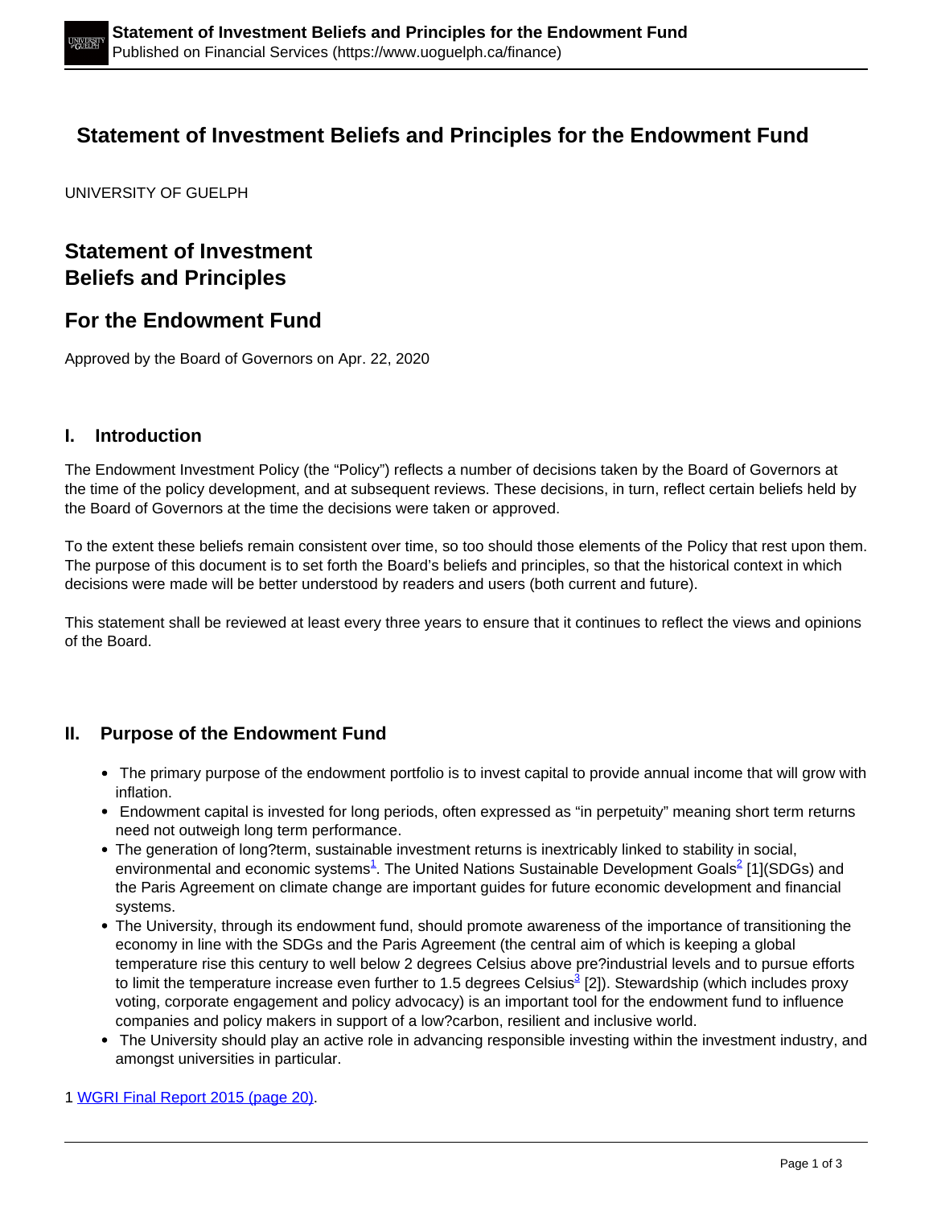# Statement of Investment Beliefs and Principles for the Endowment Fund

UNIVERSITY OF GUELPH

## Statement of Investment Beliefs and Principles

## For the Endowment Fund

Approved by the Board of Governors on Apr. 22, 2020

### I. Introduction

The Endowment Investment Policy (the "Policy") reflects a number of decisions taken by the Board of Governors at the time of the policy development, and at subsequent reviews. These decisions, in turn, reflect certain beliefs held by the Board of Governors at the time the decisions were taken or approved.

To the extent these beliefs remain consistent over time, so too should those elements of the Policy that rest upon them. The purpose of this document is to set forth the Board's beliefs and principles, so that the historical context in which decisions were made will be better understood by readers and users (both current and future).

This statement shall be reviewed at least every three years to ensure that it continues to reflect the views and opinions of the Board.

### II. Purpose of the Endowment Fund

- The primary purpose of the endowment portfolio is to invest capital to provide annual income that will grow with inflation.
- Endowment capital is invested for long periods, often expressed as "in perpetuity" meaning short term returns need not outweigh long term performance.
- The generation of long?term, sustainable investment returns is inextricably linked to stability in social, environmental and economic systems[1]. The United Nations Sustainable Development Goals[2] [1](SDGs) and the Paris Agreement on climate change are important guides for future economic development and financial systems.
- The University, through its endowment fund, should promote awareness of the importance of transitioning the economy in line with the SDGs and the Paris Agreement (the central aim of which is keeping a global temperature rise this century to well below 2 degrees Celsius above pre?industrial levels and to pursue efforts to limit the temperature increase even further to 1.5 degrees Celsius[3] [2]). Stewardship (which includes proxy voting, corporate engagement and policy advocacy) is an important tool for the endowment fund to influence companies and policy makers in support of a low?carbon, resilient and inclusive world.
- The University should play an active role in advancing responsible investing within the investment industry, and amongst universities in particular.

1 WGRI Final Report 2015 (page 20).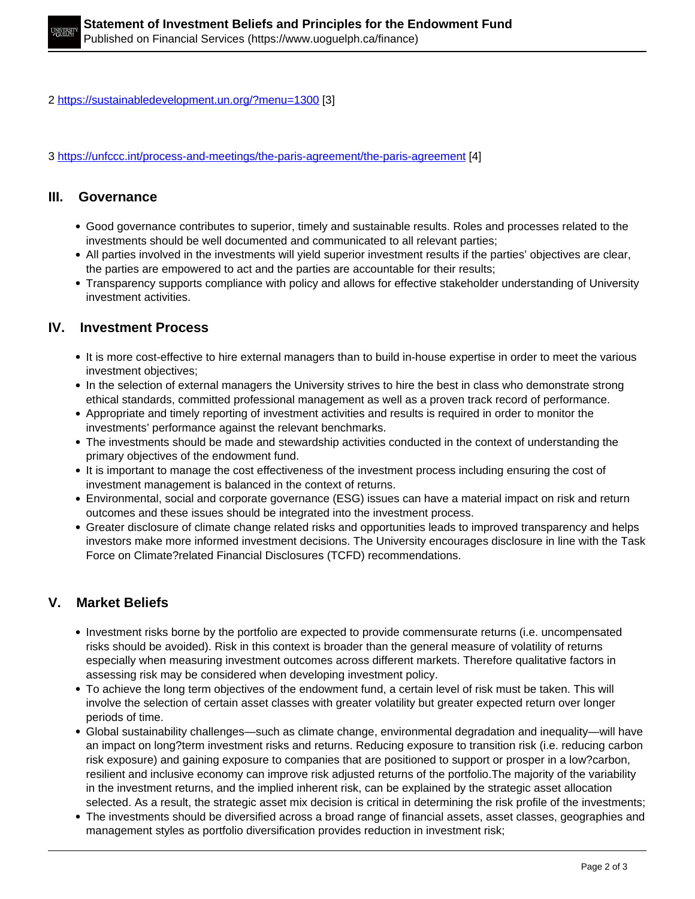2 https://sustainabledevelopment.un.org/?menu=1300 [3]

3 https://unfccc.int/process-and-meetings/the-paris-agreement/the-paris-agreement [4]

## III. Governance

- Good governance contributes to superior, timely and sustainable results. Roles and processes related to the investments should be well documented and communicated to all relevant parties;
- All parties involved in the investments will yield superior investment results if the parties' objectives are clear, the parties are empowered to act and the parties are accountable for their results;
- Transparency supports compliance with policy and allows for effective stakeholder understanding of University investment activities.

## IV. Investment Process

- It is more cost-effective to hire external managers than to build in-house expertise in order to meet the various investment objectives;
- In the selection of external managers the University strives to hire the best in class who demonstrate strong ethical standards, committed professional management as well as a proven track record of performance.
- Appropriate and timely reporting of investment activities and results is required in order to monitor the investments' performance against the relevant benchmarks.
- The investments should be made and stewardship activities conducted in the context of understanding the primary objectives of the endowment fund.
- It is important to manage the cost effectiveness of the investment process including ensuring the cost of investment management is balanced in the context of returns.
- Environmental, social and corporate governance (ESG) issues can have a material impact on risk and return outcomes and these issues should be integrated into the investment process.
- Greater disclosure of climate change related risks and opportunities leads to improved transparency and helps investors make more informed investment decisions. The University encourages disclosure in line with the Task Force on Climate?related Financial Disclosures (TCFD) recommendations.

## V. Market Beliefs

- Investment risks borne by the portfolio are expected to provide commensurate returns (i.e. uncompensated risks should be avoided). Risk in this context is broader than the general measure of volatility of returns especially when measuring investment outcomes across different markets. Therefore qualitative factors in assessing risk may be considered when developing investment policy.
- To achieve the long term objectives of the endowment fund, a certain level of risk must be taken. This will involve the selection of certain asset classes with greater volatility but greater expected return over longer periods of time.
- Global sustainability challenges—such as climate change, environmental degradation and inequality—will have an impact on long?term investment risks and returns. Reducing exposure to transition risk (i.e. reducing carbon risk exposure) and gaining exposure to companies that are positioned to support or prosper in a low?carbon, resilient and inclusive economy can improve risk adjusted returns of the portfolio.The majority of the variability in the investment returns, and the implied inherent risk, can be explained by the strategic asset allocation selected. As a result, the strategic asset mix decision is critical in determining the risk profile of the investments;
- The investments should be diversified across a broad range of financial assets, asset classes, geographies and management styles as portfolio diversification provides reduction in investment risk;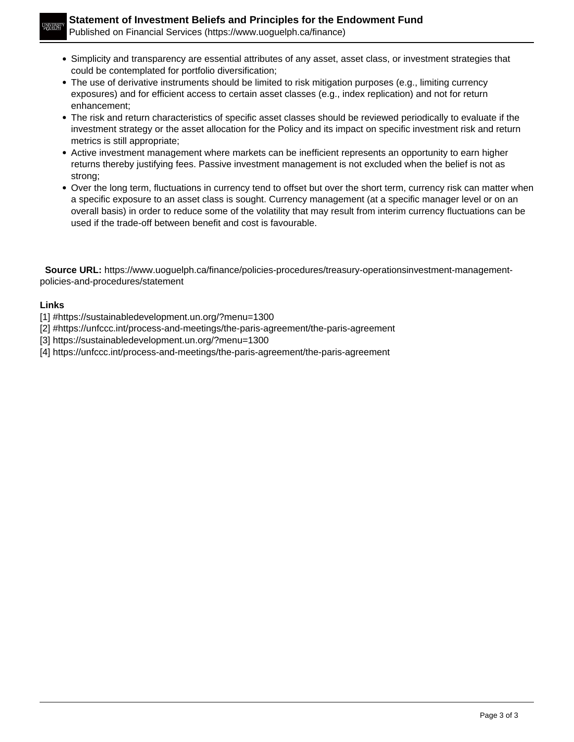- Simplicity and transparency are essential attributes of any asset, asset class, or investment strategies that could be contemplated for portfolio diversification;
- The use of derivative instruments should be limited to risk mitigation purposes (e.g., limiting currency exposures) and for efficient access to certain asset classes (e.g., index replication) and not for return enhancement;
- The risk and return characteristics of specific asset classes should be reviewed periodically to evaluate if the investment strategy or the asset allocation for the Policy and its impact on specific investment risk and return metrics is still appropriate;
- Active investment management where markets can be inefficient represents an opportunity to earn higher returns thereby justifying fees. Passive investment management is not excluded when the belief is not as strong;
- Over the long term, fluctuations in currency tend to offset but over the short term, currency risk can matter when a specific exposure to an asset class is sought. Currency management (at a specific manager level or on an overall basis) in order to reduce some of the volatility that may result from interim currency fluctuations can be used if the trade-off between benefit and cost is favourable.

**Source URL:** https://www.uoguelph.ca/finance/policies-procedures/treasury-operationsinvestment-management-policies-and-procedures/statement

**Links**

[1] #https://sustainabledevelopment.un.org/?menu=1300
[2] #https://unfccc.int/process-and-meetings/the-paris-agreement/the-paris-agreement
[3] https://sustainabledevelopment.un.org/?menu=1300
[4] https://unfccc.int/process-and-meetings/the-paris-agreement/the-paris-agreement